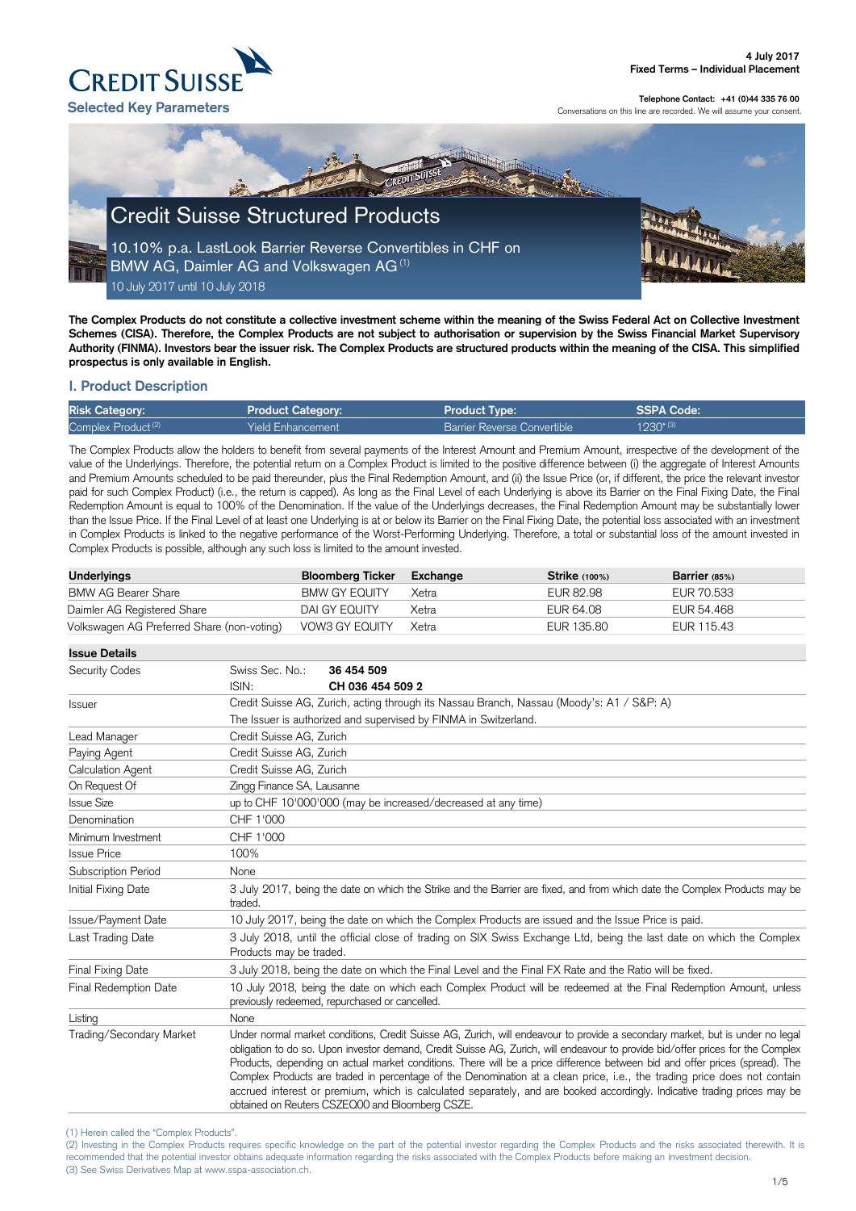4 July 2017
**Fixed Terms – Individual Placement**

**Telephone Contact: +41 (0)44 335 76 00**
Conversations on this line are recorded. We will assume your consent.

CREDIT SUISSE

**Selected Key Parameters**

# Credit Suisse Structured Products

## 10.10% p.a. LastLook Barrier Reverse Convertibles in CHF on BMW AG, Daimler AG and Volkswagen AG [1]

10 July 2017 until 10 July 2018

**The Complex Products do not constitute a collective investment scheme within the meaning of the Swiss Federal Act on Collective Investment Schemes (CISA). Therefore, the Complex Products are not subject to authorisation or supervision by the Swiss Financial Market Supervisory Authority (FINMA). Investors bear the issuer risk. The Complex Products are structured products within the meaning of the CISA. This simplified prospectus is only available in English.**

## I. Product Description

| Risk Category: | Product Category: | Product Type: | SSPA Code: |
|---|---|---|---|
| Complex Product [2] | Yield Enhancement | Barrier Reverse Convertible | 1230* [3] |

The Complex Products allow the holders to benefit from several payments of the Interest Amount and Premium Amount, irrespective of the development of the value of the Underlyings. Therefore, the potential return on a Complex Product is limited to the positive difference between (i) the aggregate of Interest Amounts and Premium Amounts scheduled to be paid thereunder, plus the Final Redemption Amount, and (ii) the Issue Price (or, if different, the price the relevant investor paid for such Complex Product) (i.e., the return is capped). As long as the Final Level of each Underlying is above its Barrier on the Final Fixing Date, the Final Redemption Amount is equal to 100% of the Denomination. If the value of the Underlyings decreases, the Final Redemption Amount may be substantially lower than the Issue Price. If the Final Level of at least one Underlying is at or below its Barrier on the Final Fixing Date, the potential loss associated with an investment in Complex Products is linked to the negative performance of the Worst-Performing Underlying. Therefore, a total or substantial loss of the amount invested in Complex Products is possible, although any such loss is limited to the amount invested.

| Underlyings | Bloomberg Ticker | Exchange | Strike (100%) | Barrier (85%) |
|---|---|---|---|---|
| BMW AG Bearer Share | BMW GY EQUITY | Xetra | EUR 82.98 | EUR 70.533 |
| Daimler AG Registered Share | DAI GY EQUITY | Xetra | EUR 64.08 | EUR 54.468 |
| Volkswagen AG Preferred Share (non-voting) | VOW3 GY EQUITY | Xetra | EUR 135.80 | EUR 115.43 |

| Issue Details | |
|---|---|
| Security Codes | Swiss Sec. No.: **36 454 509**<br>ISIN: **CH 036 454 509 2** |
| Issuer | Credit Suisse AG, Zurich, acting through its Nassau Branch, Nassau (Moody's: A1 / S&P: A)<br>The Issuer is authorized and supervised by FINMA in Switzerland. |
| Lead Manager | Credit Suisse AG, Zurich |
| Paying Agent | Credit Suisse AG, Zurich |
| Calculation Agent | Credit Suisse AG, Zurich |
| On Request Of | Zingg Finance SA, Lausanne |
| Issue Size | up to CHF 10'000'000 (may be increased/decreased at any time) |
| Denomination | CHF 1'000 |
| Minimum Investment | CHF 1'000 |
| Issue Price | 100% |
| Subscription Period | None |
| Initial Fixing Date | 3 July 2017, being the date on which the Strike and the Barrier are fixed, and from which date the Complex Products may be traded. |
| Issue/Payment Date | 10 July 2017, being the date on which the Complex Products are issued and the Issue Price is paid. |
| Last Trading Date | 3 July 2018, until the official close of trading on SIX Swiss Exchange Ltd, being the last date on which the Complex Products may be traded. |
| Final Fixing Date | 3 July 2018, being the date on which the Final Level and the Final FX Rate and the Ratio will be fixed. |
| Final Redemption Date | 10 July 2018, being the date on which each Complex Product will be redeemed at the Final Redemption Amount, unless previously redeemed, repurchased or cancelled. |
| Listing | None |
| Trading/Secondary Market | Under normal market conditions, Credit Suisse AG, Zurich, will endeavour to provide a secondary market, but is under no legal obligation to do so. Upon investor demand, Credit Suisse AG, Zurich, will endeavour to provide bid/offer prices for the Complex Products, depending on actual market conditions. There will be a price difference between bid and offer prices (spread). The Complex Products are traded in percentage of the Denomination at a clean price, i.e., the trading price does not contain accrued interest or premium, which is calculated separately, and are booked accordingly. Indicative trading prices may be obtained on Reuters CSZEQ00 and Bloomberg CSZE. |

(1) Herein called the "Complex Products".
(2) Investing in the Complex Products requires specific knowledge on the part of the potential investor regarding the Complex Products and the risks associated therewith. It is recommended that the potential investor obtains adequate information regarding the risks associated with the Complex Products before making an investment decision.
(3) See Swiss Derivatives Map at www.sspa-association.ch.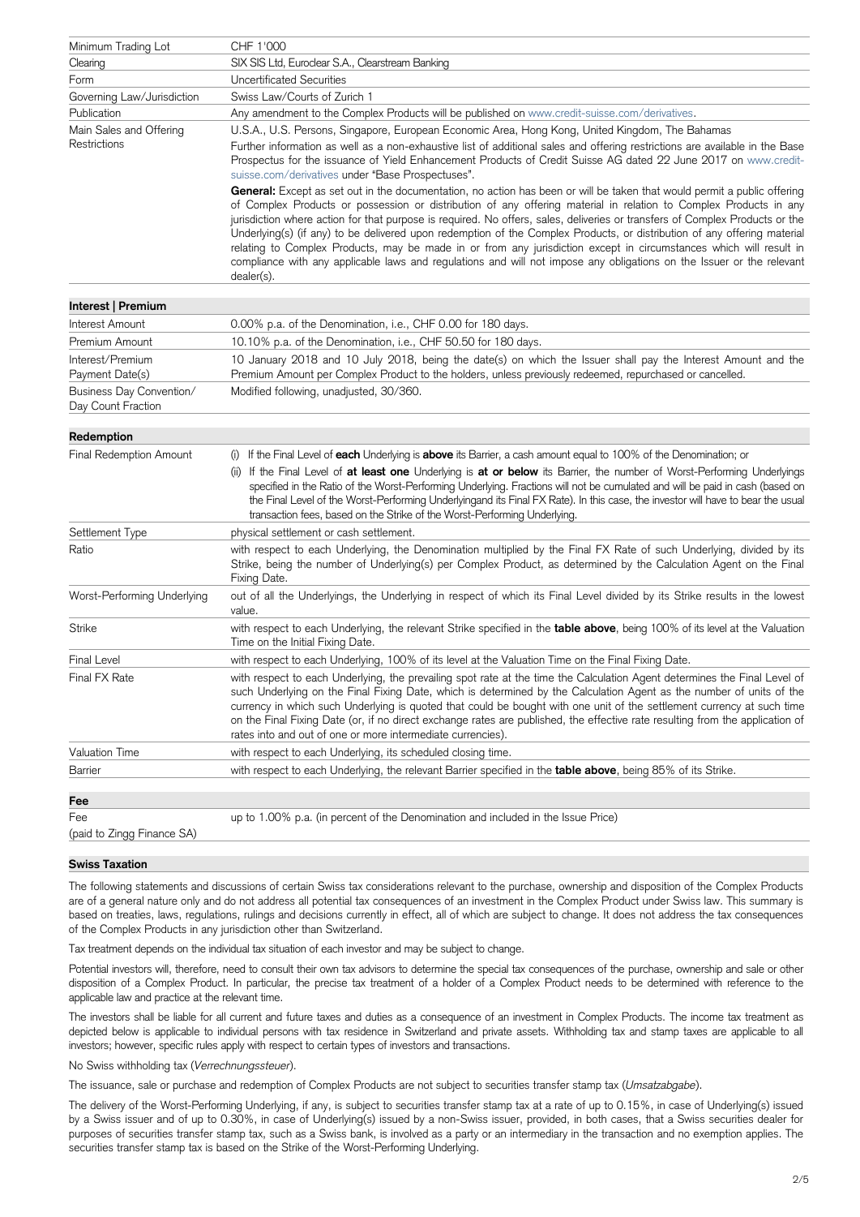| | |
|---|---|
| Minimum Trading Lot | CHF 1'000 |
| Clearing | SIX SIS Ltd, Euroclear S.A., Clearstream Banking |
| Form | Uncertificated Securities |
| Governing Law/Jurisdiction | Swiss Law/Courts of Zurich 1 |
| Publication | Any amendment to the Complex Products will be published on www.credit-suisse.com/derivatives. |
| Main Sales and Offering Restrictions | U.S.A., U.S. Persons, Singapore, European Economic Area, Hong Kong, United Kingdom, The Bahamas<br>Further information as well as a non-exhaustive list of additional sales and offering restrictions are available in the Base Prospectus for the issuance of Yield Enhancement Products of Credit Suisse AG dated 22 June 2017 on www.credit-suisse.com/derivatives under "Base Prospectuses".<br>**General:** Except as set out in the documentation, no action has been or will be taken that would permit a public offering of Complex Products or possession or distribution of any offering material in relation to Complex Products in any jurisdiction where action for that purpose is required. No offers, sales, deliveries or transfers of Complex Products or the Underlying(s) (if any) to be delivered upon redemption of the Complex Products, or distribution of any offering material relating to Complex Products, may be made in or from any jurisdiction except in circumstances which will result in compliance with any applicable laws and regulations and will not impose any obligations on the Issuer or the relevant dealer(s). |

## Interest | Premium

| | |
|---|---|
| Interest Amount | 0.00% p.a. of the Denomination, i.e., CHF 0.00 for 180 days. |
| Premium Amount | 10.10% p.a. of the Denomination, i.e., CHF 50.50 for 180 days. |
| Interest/Premium Payment Date(s) | 10 January 2018 and 10 July 2018, being the date(s) on which the Issuer shall pay the Interest Amount and the Premium Amount per Complex Product to the holders, unless previously redeemed, repurchased or cancelled. |
| Business Day Convention/ Day Count Fraction | Modified following, unadjusted, 30/360. |

## Redemption

| | |
|---|---|
| Final Redemption Amount | (i) If the Final Level of **each** Underlying is **above** its Barrier, a cash amount equal to 100% of the Denomination; or<br>(ii) If the Final Level of **at least one** Underlying is **at or below** its Barrier, the number of Worst-Performing Underlyings specified in the Ratio of the Worst-Performing Underlying. Fractions will not be cumulated and will be paid in cash (based on the Final Level of the Worst-Performing Underlyingand its Final FX Rate). In this case, the investor will have to bear the usual transaction fees, based on the Strike of the Worst-Performing Underlying. |
| Settlement Type | physical settlement or cash settlement. |
| Ratio | with respect to each Underlying, the Denomination multiplied by the Final FX Rate of such Underlying, divided by its Strike, being the number of Underlying(s) per Complex Product, as determined by the Calculation Agent on the Final Fixing Date. |
| Worst-Performing Underlying | out of all the Underlyings, the Underlying in respect of which its Final Level divided by its Strike results in the lowest value. |
| Strike | with respect to each Underlying, the relevant Strike specified in the **table above**, being 100% of its level at the Valuation Time on the Initial Fixing Date. |
| Final Level | with respect to each Underlying, 100% of its level at the Valuation Time on the Final Fixing Date. |
| Final FX Rate | with respect to each Underlying, the prevailing spot rate at the time the Calculation Agent determines the Final Level of such Underlying on the Final Fixing Date, which is determined by the Calculation Agent as the number of units of the currency in which such Underlying is quoted that could be bought with one unit of the settlement currency at such time on the Final Fixing Date (or, if no direct exchange rates are published, the effective rate resulting from the application of rates into and out of one or more intermediate currencies). |
| Valuation Time | with respect to each Underlying, its scheduled closing time. |
| Barrier | with respect to each Underlying, the relevant Barrier specified in the **table above**, being 85% of its Strike. |

## Fee

| | |
|---|---|
| Fee (paid to Zingg Finance SA) | up to 1.00% p.a. (in percent of the Denomination and included in the Issue Price) |

## Swiss Taxation

The following statements and discussions of certain Swiss tax considerations relevant to the purchase, ownership and disposition of the Complex Products are of a general nature only and do not address all potential tax consequences of an investment in the Complex Product under Swiss law. This summary is based on treaties, laws, regulations, rulings and decisions currently in effect, all of which are subject to change. It does not address the tax consequences of the Complex Products in any jurisdiction other than Switzerland.

Tax treatment depends on the individual tax situation of each investor and may be subject to change.

Potential investors will, therefore, need to consult their own tax advisors to determine the special tax consequences of the purchase, ownership and sale or other disposition of a Complex Product. In particular, the precise tax treatment of a holder of a Complex Product needs to be determined with reference to the applicable law and practice at the relevant time.

The investors shall be liable for all current and future taxes and duties as a consequence of an investment in Complex Products. The income tax treatment as depicted below is applicable to individual persons with tax residence in Switzerland and private assets. Withholding tax and stamp taxes are applicable to all investors; however, specific rules apply with respect to certain types of investors and transactions.

No Swiss withholding tax (*Verrechnungssteuer*).

The issuance, sale or purchase and redemption of Complex Products are not subject to securities transfer stamp tax (*Umsatzabgabe*).

The delivery of the Worst-Performing Underlying, if any, is subject to securities transfer stamp tax at a rate of up to 0.15%, in case of Underlying(s) issued by a Swiss issuer and of up to 0.30%, in case of Underlying(s) issued by a non-Swiss issuer, provided, in both cases, that a Swiss securities dealer for purposes of securities transfer stamp tax, such as a Swiss bank, is involved as a party or an intermediary in the transaction and no exemption applies. The securities transfer stamp tax is based on the Strike of the Worst-Performing Underlying.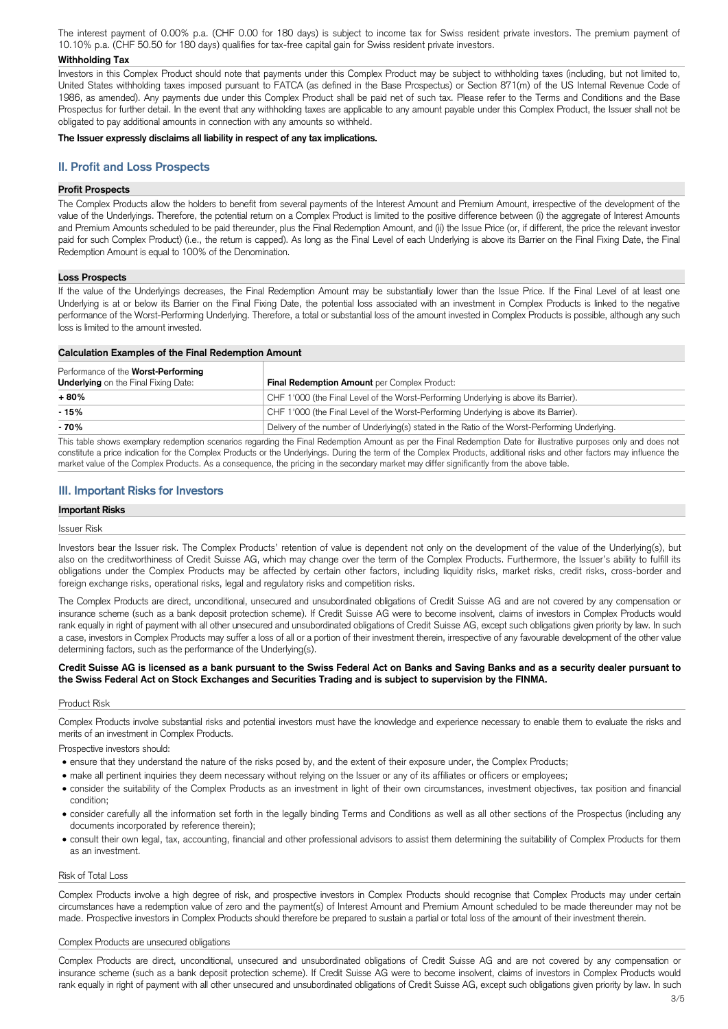The interest payment of 0.00% p.a. (CHF 0.00 for 180 days) is subject to income tax for Swiss resident private investors. The premium payment of 10.10% p.a. (CHF 50.50 for 180 days) qualifies for tax-free capital gain for Swiss resident private investors.

**Withholding Tax**

Investors in this Complex Product should note that payments under this Complex Product may be subject to withholding taxes (including, but not limited to, United States withholding taxes imposed pursuant to FATCA (as defined in the Base Prospectus) or Section 871(m) of the US Internal Revenue Code of 1986, as amended). Any payments due under this Complex Product shall be paid net of such tax. Please refer to the Terms and Conditions and the Base Prospectus for further detail. In the event that any withholding taxes are applicable to any amount payable under this Complex Product, the Issuer shall not be obligated to pay additional amounts in connection with any amounts so withheld.

**The Issuer expressly disclaims all liability in respect of any tax implications.**

## II. Profit and Loss Prospects

### Profit Prospects

The Complex Products allow the holders to benefit from several payments of the Interest Amount and Premium Amount, irrespective of the development of the value of the Underlyings. Therefore, the potential return on a Complex Product is limited to the positive difference between (i) the aggregate of Interest Amounts and Premium Amounts scheduled to be paid thereunder, plus the Final Redemption Amount, and (ii) the Issue Price (or, if different, the price the relevant investor paid for such Complex Product) (i.e., the return is capped). As long as the Final Level of each Underlying is above its Barrier on the Final Fixing Date, the Final Redemption Amount is equal to 100% of the Denomination.

### Loss Prospects

If the value of the Underlyings decreases, the Final Redemption Amount may be substantially lower than the Issue Price. If the Final Level of at least one Underlying is at or below its Barrier on the Final Fixing Date, the potential loss associated with an investment in Complex Products is linked to the negative performance of the Worst-Performing Underlying. Therefore, a total or substantial loss of the amount invested in Complex Products is possible, although any such loss is limited to the amount invested.

### Calculation Examples of the Final Redemption Amount

| Performance of the **Worst-Performing Underlying** on the Final Fixing Date: | **Final Redemption Amount** per Complex Product: |
|---|---|
| **+ 80%** | CHF 1'000 (the Final Level of the Worst-Performing Underlying is above its Barrier). |
| **- 15%** | CHF 1'000 (the Final Level of the Worst-Performing Underlying is above its Barrier). |
| **- 70%** | Delivery of the number of Underlying(s) stated in the Ratio of the Worst-Performing Underlying. |

This table shows exemplary redemption scenarios regarding the Final Redemption Amount as per the Final Redemption Date for illustrative purposes only and does not constitute a price indication for the Complex Products or the Underlyings. During the term of the Complex Products, additional risks and other factors may influence the market value of the Complex Products. As a consequence, the pricing in the secondary market may differ significantly from the above table.

## III. Important Risks for Investors

### Important Risks

#### Issuer Risk

Investors bear the Issuer risk. The Complex Products' retention of value is dependent not only on the development of the value of the Underlying(s), but also on the creditworthiness of Credit Suisse AG, which may change over the term of the Complex Products. Furthermore, the Issuer's ability to fulfill its obligations under the Complex Products may be affected by certain other factors, including liquidity risks, market risks, credit risks, cross-border and foreign exchange risks, operational risks, legal and regulatory risks and competition risks.

The Complex Products are direct, unconditional, unsecured and unsubordinated obligations of Credit Suisse AG and are not covered by any compensation or insurance scheme (such as a bank deposit protection scheme). If Credit Suisse AG were to become insolvent, claims of investors in Complex Products would rank equally in right of payment with all other unsecured and unsubordinated obligations of Credit Suisse AG, except such obligations given priority by law. In such a case, investors in Complex Products may suffer a loss of all or a portion of their investment therein, irrespective of any favourable development of the other value determining factors, such as the performance of the Underlying(s).

**Credit Suisse AG is licensed as a bank pursuant to the Swiss Federal Act on Banks and Saving Banks and as a security dealer pursuant to the Swiss Federal Act on Stock Exchanges and Securities Trading and is subject to supervision by the FINMA.**

#### Product Risk

Complex Products involve substantial risks and potential investors must have the knowledge and experience necessary to enable them to evaluate the risks and merits of an investment in Complex Products.

Prospective investors should:

- ensure that they understand the nature of the risks posed by, and the extent of their exposure under, the Complex Products;
- make all pertinent inquiries they deem necessary without relying on the Issuer or any of its affiliates or officers or employees;
- consider the suitability of the Complex Products as an investment in light of their own circumstances, investment objectives, tax position and financial condition;
- consider carefully all the information set forth in the legally binding Terms and Conditions as well as all other sections of the Prospectus (including any documents incorporated by reference therein);
- consult their own legal, tax, accounting, financial and other professional advisors to assist them determining the suitability of Complex Products for them as an investment.

#### Risk of Total Loss

Complex Products involve a high degree of risk, and prospective investors in Complex Products should recognise that Complex Products may under certain circumstances have a redemption value of zero and the payment(s) of Interest Amount and Premium Amount scheduled to be made thereunder may not be made. Prospective investors in Complex Products should therefore be prepared to sustain a partial or total loss of the amount of their investment therein.

#### Complex Products are unsecured obligations

Complex Products are direct, unconditional, unsecured and unsubordinated obligations of Credit Suisse AG and are not covered by any compensation or insurance scheme (such as a bank deposit protection scheme). If Credit Suisse AG were to become insolvent, claims of investors in Complex Products would rank equally in right of payment with all other unsecured and unsubordinated obligations of Credit Suisse AG, except such obligations given priority by law. In such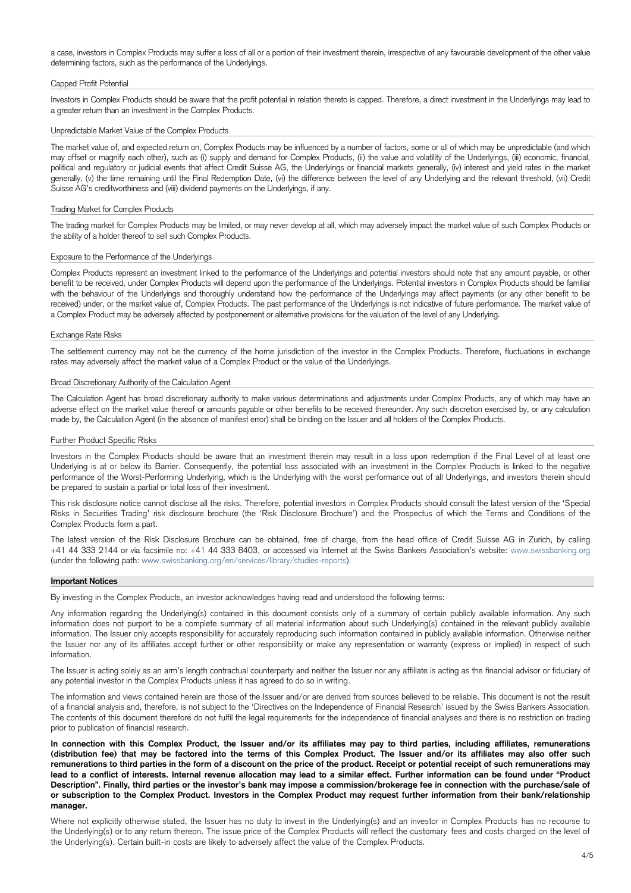a case, investors in Complex Products may suffer a loss of all or a portion of their investment therein, irrespective of any favourable development of the other value determining factors, such as the performance of the Underlyings.

### Capped Profit Potential

Investors in Complex Products should be aware that the profit potential in relation thereto is capped. Therefore, a direct investment in the Underlyings may lead to a greater return than an investment in the Complex Products.

### Unpredictable Market Value of the Complex Products

The market value of, and expected return on, Complex Products may be influenced by a number of factors, some or all of which may be unpredictable (and which may offset or magnify each other), such as (i) supply and demand for Complex Products, (ii) the value and volatility of the Underlyings, (iii) economic, financial, political and regulatory or judicial events that affect Credit Suisse AG, the Underlyings or financial markets generally, (iv) interest and yield rates in the market generally, (v) the time remaining until the Final Redemption Date, (vi) the difference between the level of any Underlying and the relevant threshold, (vii) Credit Suisse AG's creditworthiness and (viii) dividend payments on the Underlyings, if any.

### Trading Market for Complex Products

The trading market for Complex Products may be limited, or may never develop at all, which may adversely impact the market value of such Complex Products or the ability of a holder thereof to sell such Complex Products.

### Exposure to the Performance of the Underlyings

Complex Products represent an investment linked to the performance of the Underlyings and potential investors should note that any amount payable, or other benefit to be received, under Complex Products will depend upon the performance of the Underlyings. Potential investors in Complex Products should be familiar with the behaviour of the Underlyings and thoroughly understand how the performance of the Underlyings may affect payments (or any other benefit to be received) under, or the market value of, Complex Products. The past performance of the Underlyings is not indicative of future performance. The market value of a Complex Product may be adversely affected by postponement or alternative provisions for the valuation of the level of any Underlying.

### Exchange Rate Risks

The settlement currency may not be the currency of the home jurisdiction of the investor in the Complex Products. Therefore, fluctuations in exchange rates may adversely affect the market value of a Complex Product or the value of the Underlyings.

### Broad Discretionary Authority of the Calculation Agent

The Calculation Agent has broad discretionary authority to make various determinations and adjustments under Complex Products, any of which may have an adverse effect on the market value thereof or amounts payable or other benefits to be received thereunder. Any such discretion exercised by, or any calculation made by, the Calculation Agent (in the absence of manifest error) shall be binding on the Issuer and all holders of the Complex Products.

### Further Product Specific Risks

Investors in the Complex Products should be aware that an investment therein may result in a loss upon redemption if the Final Level of at least one Underlying is at or below its Barrier. Consequently, the potential loss associated with an investment in the Complex Products is linked to the negative performance of the Worst-Performing Underlying, which is the Underlying with the worst performance out of all Underlyings, and investors therein should be prepared to sustain a partial or total loss of their investment.

This risk disclosure notice cannot disclose all the risks. Therefore, potential investors in Complex Products should consult the latest version of the 'Special Risks in Securities Trading' risk disclosure brochure (the 'Risk Disclosure Brochure') and the Prospectus of which the Terms and Conditions of the Complex Products form a part.

The latest version of the Risk Disclosure Brochure can be obtained, free of charge, from the head office of Credit Suisse AG in Zurich, by calling +41 44 333 2144 or via facsimile no: +41 44 333 8403, or accessed via Internet at the Swiss Bankers Association's website: www.swissbanking.org (under the following path: www.swissbanking.org/en/services/library/studies-reports).

## Important Notices

By investing in the Complex Products, an investor acknowledges having read and understood the following terms:

Any information regarding the Underlying(s) contained in this document consists only of a summary of certain publicly available information. Any such information does not purport to be a complete summary of all material information about such Underlying(s) contained in the relevant publicly available information. The Issuer only accepts responsibility for accurately reproducing such information contained in publicly available information. Otherwise neither the Issuer nor any of its affiliates accept further or other responsibility or make any representation or warranty (express or implied) in respect of such information.

The Issuer is acting solely as an arm's length contractual counterparty and neither the Issuer nor any affiliate is acting as the financial advisor or fiduciary of any potential investor in the Complex Products unless it has agreed to do so in writing.

The information and views contained herein are those of the Issuer and/or are derived from sources believed to be reliable. This document is not the result of a financial analysis and, therefore, is not subject to the 'Directives on the Independence of Financial Research' issued by the Swiss Bankers Association. The contents of this document therefore do not fulfil the legal requirements for the independence of financial analyses and there is no restriction on trading prior to publication of financial research.

**In connection with this Complex Product, the Issuer and/or its affiliates may pay to third parties, including affiliates, remunerations (distribution fee) that may be factored into the terms of this Complex Product. The Issuer and/or its affiliates may also offer such remunerations to third parties in the form of a discount on the price of the product. Receipt or potential receipt of such remunerations may lead to a conflict of interests. Internal revenue allocation may lead to a similar effect. Further information can be found under "Product Description". Finally, third parties or the investor's bank may impose a commission/brokerage fee in connection with the purchase/sale of or subscription to the Complex Product. Investors in the Complex Product may request further information from their bank/relationship manager.**

Where not explicitly otherwise stated, the Issuer has no duty to invest in the Underlying(s) and an investor in Complex Products has no recourse to the Underlying(s) or to any return thereon. The issue price of the Complex Products will reflect the customary fees and costs charged on the level of the Underlying(s). Certain built-in costs are likely to adversely affect the value of the Complex Products.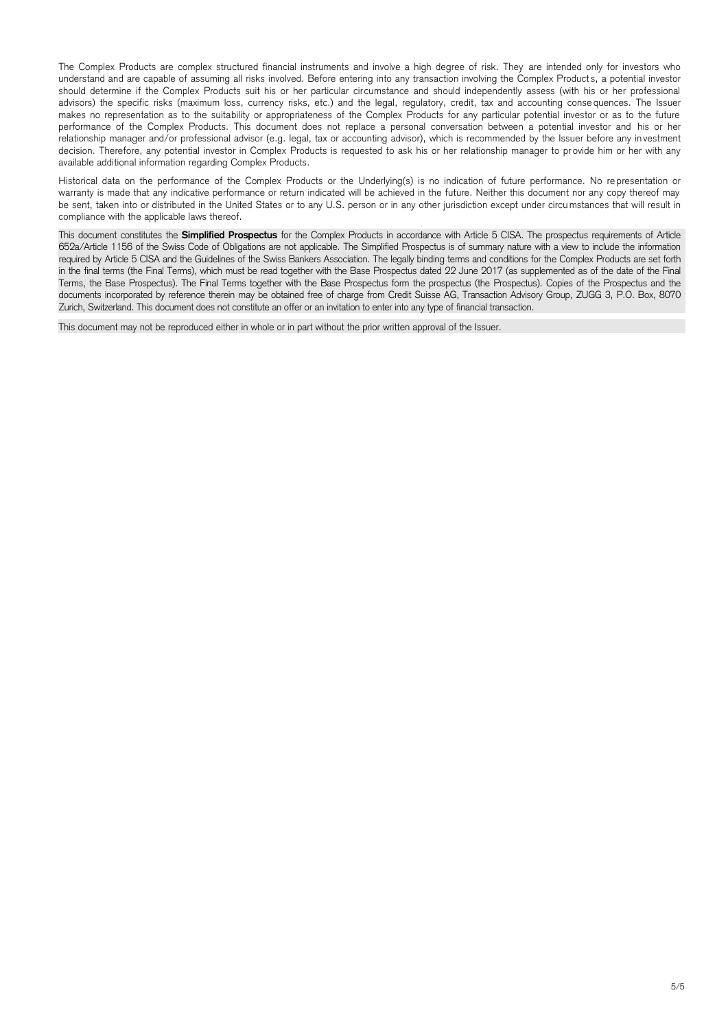The Complex Products are complex structured financial instruments and involve a high degree of risk. They are intended only for investors who understand and are capable of assuming all risks involved. Before entering into any transaction involving the Complex Products, a potential investor should determine if the Complex Products suit his or her particular circumstance and should independently assess (with his or her professional advisors) the specific risks (maximum loss, currency risks, etc.) and the legal, regulatory, credit, tax and accounting consequences. The Issuer makes no representation as to the suitability or appropriateness of the Complex Products for any particular potential investor or as to the future performance of the Complex Products. This document does not replace a personal conversation between a potential investor and his or her relationship manager and/or professional advisor (e.g. legal, tax or accounting advisor), which is recommended by the Issuer before any investment decision. Therefore, any potential investor in Complex Products is requested to ask his or her relationship manager to provide him or her with any available additional information regarding Complex Products.

Historical data on the performance of the Complex Products or the Underlying(s) is no indication of future performance. No representation or warranty is made that any indicative performance or return indicated will be achieved in the future. Neither this document nor any copy thereof may be sent, taken into or distributed in the United States or to any U.S. person or in any other jurisdiction except under circumstances that will result in compliance with the applicable laws thereof.

This document constitutes the **Simplified Prospectus** for the Complex Products in accordance with Article 5 CISA. The prospectus requirements of Article 652a/Article 1156 of the Swiss Code of Obligations are not applicable. The Simplified Prospectus is of summary nature with a view to include the information required by Article 5 CISA and the Guidelines of the Swiss Bankers Association. The legally binding terms and conditions for the Complex Products are set forth in the final terms (the Final Terms), which must be read together with the Base Prospectus dated 22 June 2017 (as supplemented as of the date of the Final Terms, the Base Prospectus). The Final Terms together with the Base Prospectus form the prospectus (the Prospectus). Copies of the Prospectus and the documents incorporated by reference therein may be obtained free of charge from Credit Suisse AG, Transaction Advisory Group, ZUGG 3, P.O. Box, 8070 Zurich, Switzerland. This document does not constitute an offer or an invitation to enter into any type of financial transaction.

This document may not be reproduced either in whole or in part without the prior written approval of the Issuer.